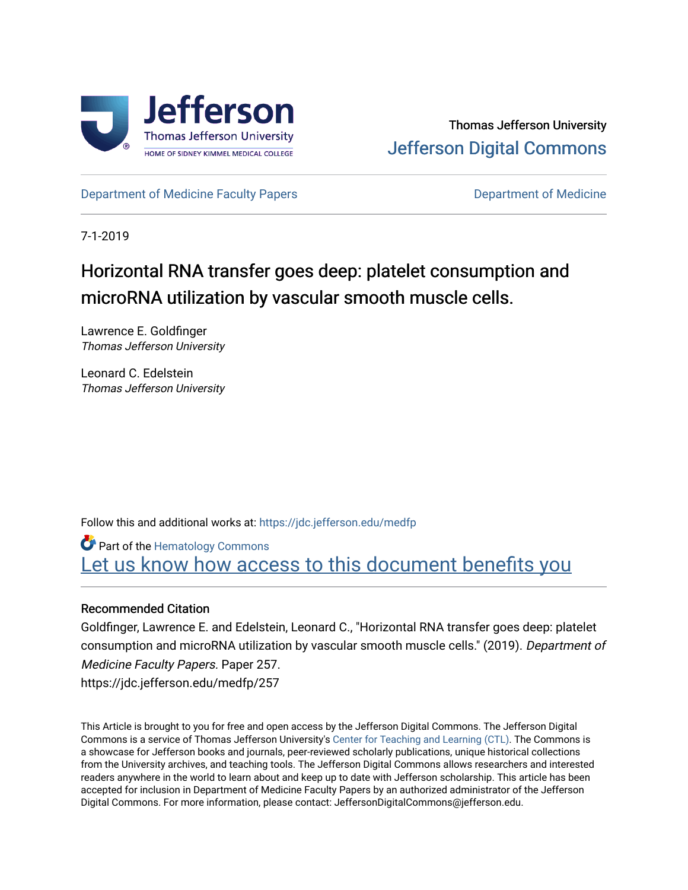Thomas Jefferson University

Jefferson Digital Commons

Department of Medicine Faculty Papers

Department of Medicine

7-1-2019

# Horizontal RNA transfer goes deep: platelet consumption and microRNA utilization by vascular smooth muscle cells.

Lawrence E. Goldfinger
*Thomas Jefferson University*

Leonard C. Edelstein
*Thomas Jefferson University*

Follow this and additional works at: https://jdc.jefferson.edu/medfp

Part of the Hematology Commons

Let us know how access to this document benefits you

### Recommended Citation

Goldfinger, Lawrence E. and Edelstein, Leonard C., "Horizontal RNA transfer goes deep: platelet consumption and microRNA utilization by vascular smooth muscle cells." (2019). *Department of Medicine Faculty Papers.* Paper 257.
https://jdc.jefferson.edu/medfp/257

This Article is brought to you for free and open access by the Jefferson Digital Commons. The Jefferson Digital Commons is a service of Thomas Jefferson University's Center for Teaching and Learning (CTL). The Commons is a showcase for Jefferson books and journals, peer-reviewed scholarly publications, unique historical collections from the University archives, and teaching tools. The Jefferson Digital Commons allows researchers and interested readers anywhere in the world to learn about and keep up to date with Jefferson scholarship. This article has been accepted for inclusion in Department of Medicine Faculty Papers by an authorized administrator of the Jefferson Digital Commons. For more information, please contact: JeffersonDigitalCommons@jefferson.edu.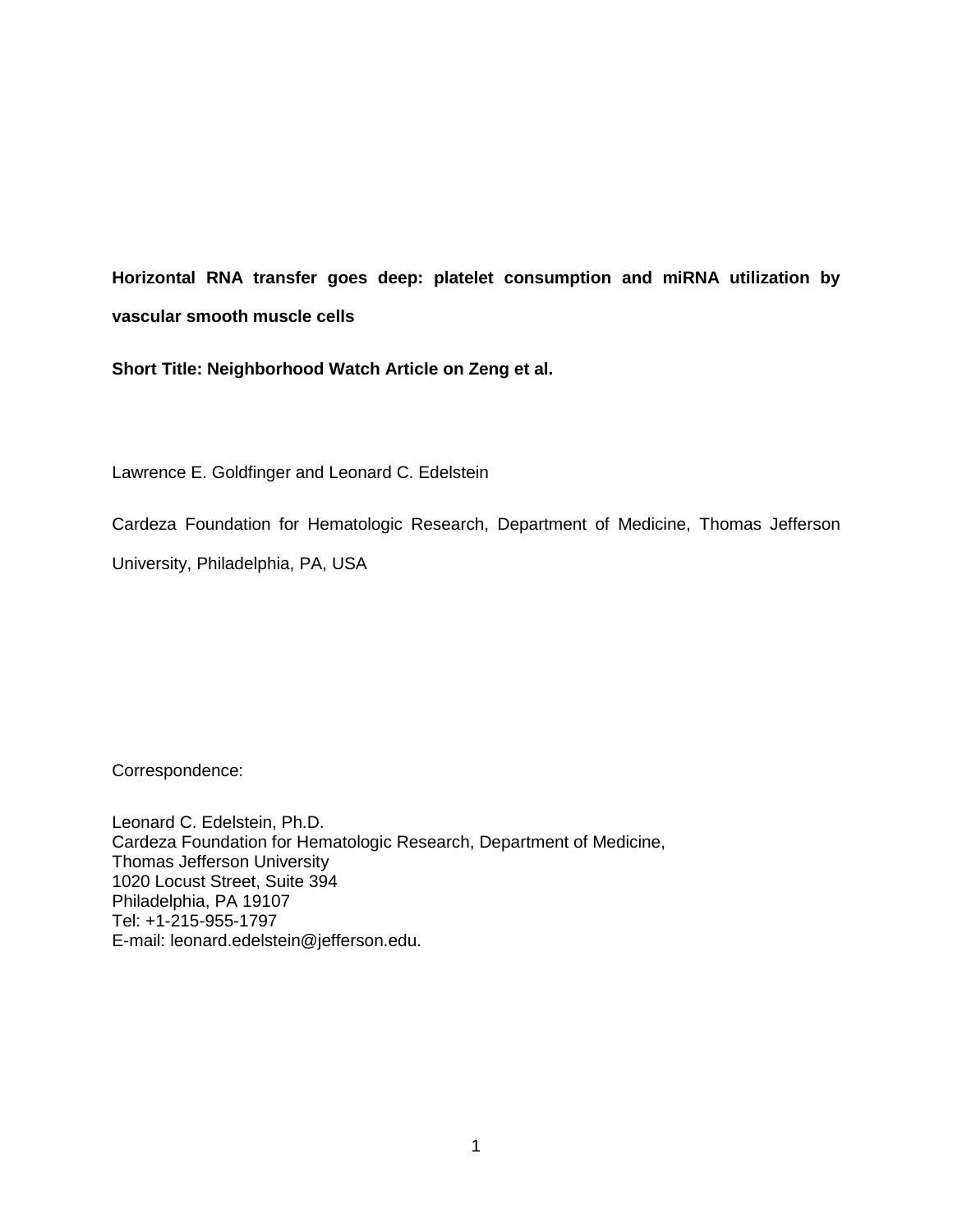**Horizontal RNA transfer goes deep: platelet consumption and miRNA utilization by vascular smooth muscle cells**

**Short Title: Neighborhood Watch Article on Zeng et al.**

Lawrence E. Goldfinger and Leonard C. Edelstein

Cardeza Foundation for Hematologic Research, Department of Medicine, Thomas Jefferson University, Philadelphia, PA, USA

Correspondence:

Leonard C. Edelstein, Ph.D.
Cardeza Foundation for Hematologic Research, Department of Medicine,
Thomas Jefferson University
1020 Locust Street, Suite 394
Philadelphia, PA 19107
Tel: +1-215-955-1797
E-mail: leonard.edelstein@jefferson.edu.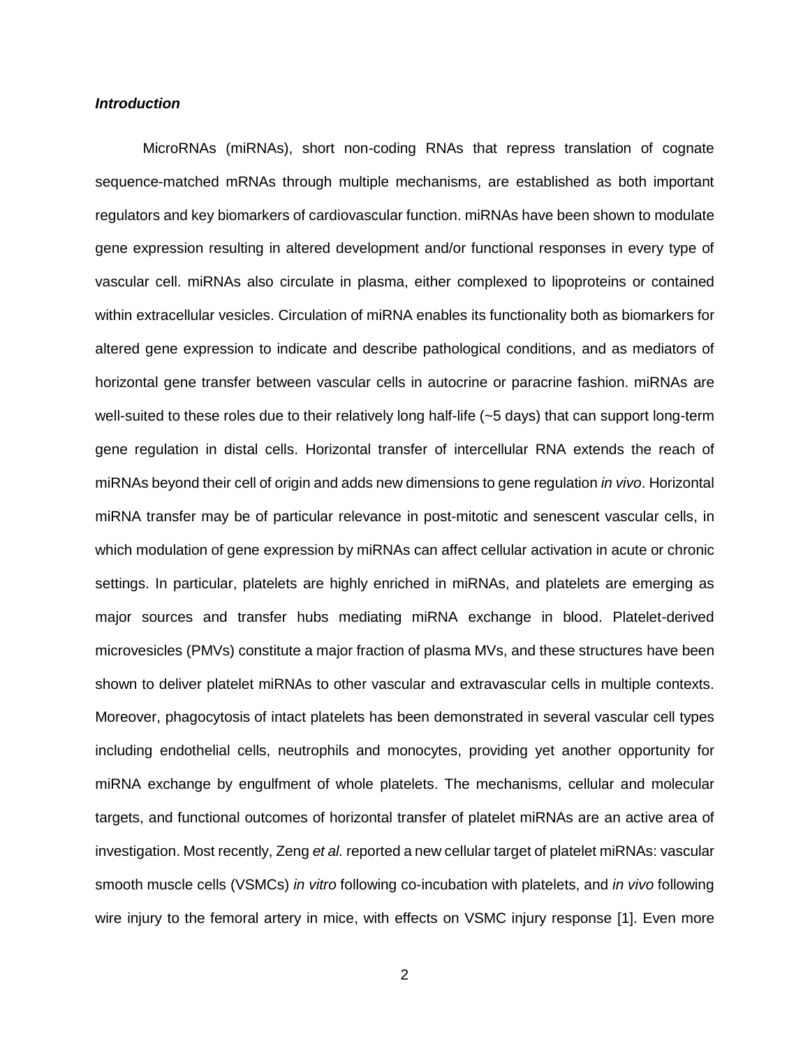***Introduction***

MicroRNAs (miRNAs), short non-coding RNAs that repress translation of cognate sequence-matched mRNAs through multiple mechanisms, are established as both important regulators and key biomarkers of cardiovascular function. miRNAs have been shown to modulate gene expression resulting in altered development and/or functional responses in every type of vascular cell. miRNAs also circulate in plasma, either complexed to lipoproteins or contained within extracellular vesicles. Circulation of miRNA enables its functionality both as biomarkers for altered gene expression to indicate and describe pathological conditions, and as mediators of horizontal gene transfer between vascular cells in autocrine or paracrine fashion. miRNAs are well-suited to these roles due to their relatively long half-life (~5 days) that can support long-term gene regulation in distal cells. Horizontal transfer of intercellular RNA extends the reach of miRNAs beyond their cell of origin and adds new dimensions to gene regulation *in vivo*. Horizontal miRNA transfer may be of particular relevance in post-mitotic and senescent vascular cells, in which modulation of gene expression by miRNAs can affect cellular activation in acute or chronic settings. In particular, platelets are highly enriched in miRNAs, and platelets are emerging as major sources and transfer hubs mediating miRNA exchange in blood. Platelet-derived microvesicles (PMVs) constitute a major fraction of plasma MVs, and these structures have been shown to deliver platelet miRNAs to other vascular and extravascular cells in multiple contexts. Moreover, phagocytosis of intact platelets has been demonstrated in several vascular cell types including endothelial cells, neutrophils and monocytes, providing yet another opportunity for miRNA exchange by engulfment of whole platelets. The mechanisms, cellular and molecular targets, and functional outcomes of horizontal transfer of platelet miRNAs are an active area of investigation. Most recently, Zeng *et al.* reported a new cellular target of platelet miRNAs: vascular smooth muscle cells (VSMCs) *in vitro* following co-incubation with platelets, and *in vivo* following wire injury to the femoral artery in mice, with effects on VSMC injury response [1]. Even more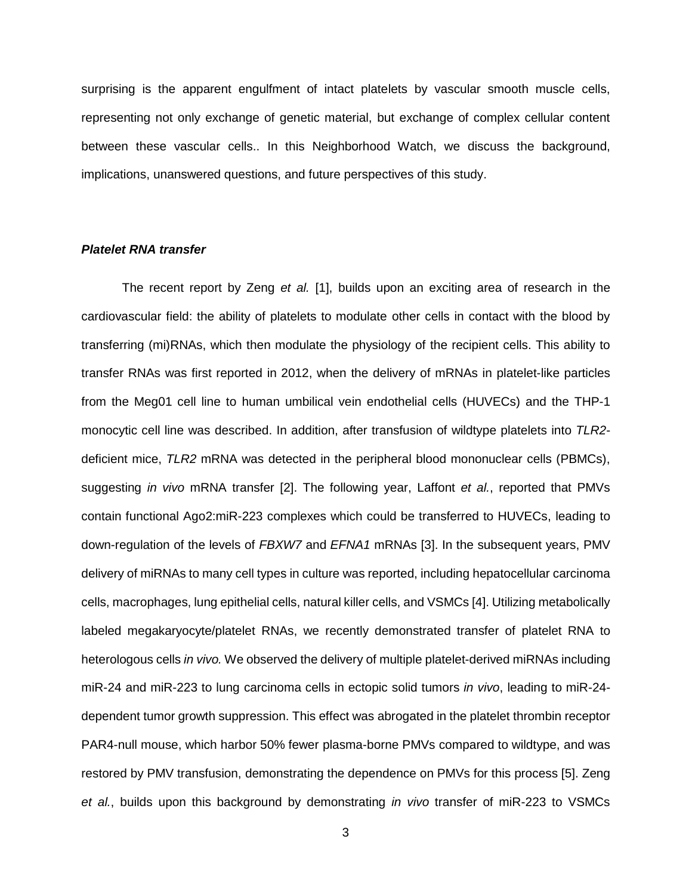surprising is the apparent engulfment of intact platelets by vascular smooth muscle cells, representing not only exchange of genetic material, but exchange of complex cellular content between these vascular cells.. In this Neighborhood Watch, we discuss the background, implications, unanswered questions, and future perspectives of this study.

### ***Platelet RNA transfer***

The recent report by Zeng *et al.* [1], builds upon an exciting area of research in the cardiovascular field: the ability of platelets to modulate other cells in contact with the blood by transferring (mi)RNAs, which then modulate the physiology of the recipient cells. This ability to transfer RNAs was first reported in 2012, when the delivery of mRNAs in platelet-like particles from the Meg01 cell line to human umbilical vein endothelial cells (HUVECs) and the THP-1 monocytic cell line was described. In addition, after transfusion of wildtype platelets into *TLR2*-deficient mice, *TLR2* mRNA was detected in the peripheral blood mononuclear cells (PBMCs), suggesting *in vivo* mRNA transfer [2]. The following year, Laffont *et al.*, reported that PMVs contain functional Ago2:miR-223 complexes which could be transferred to HUVECs, leading to down-regulation of the levels of *FBXW7* and *EFNA1* mRNAs [3]. In the subsequent years, PMV delivery of miRNAs to many cell types in culture was reported, including hepatocellular carcinoma cells, macrophages, lung epithelial cells, natural killer cells, and VSMCs [4]. Utilizing metabolically labeled megakaryocyte/platelet RNAs, we recently demonstrated transfer of platelet RNA to heterologous cells *in vivo.* We observed the delivery of multiple platelet-derived miRNAs including miR-24 and miR-223 to lung carcinoma cells in ectopic solid tumors *in vivo*, leading to miR-24-dependent tumor growth suppression. This effect was abrogated in the platelet thrombin receptor PAR4-null mouse, which harbor 50% fewer plasma-borne PMVs compared to wildtype, and was restored by PMV transfusion, demonstrating the dependence on PMVs for this process [5]. Zeng *et al.*, builds upon this background by demonstrating *in vivo* transfer of miR-223 to VSMCs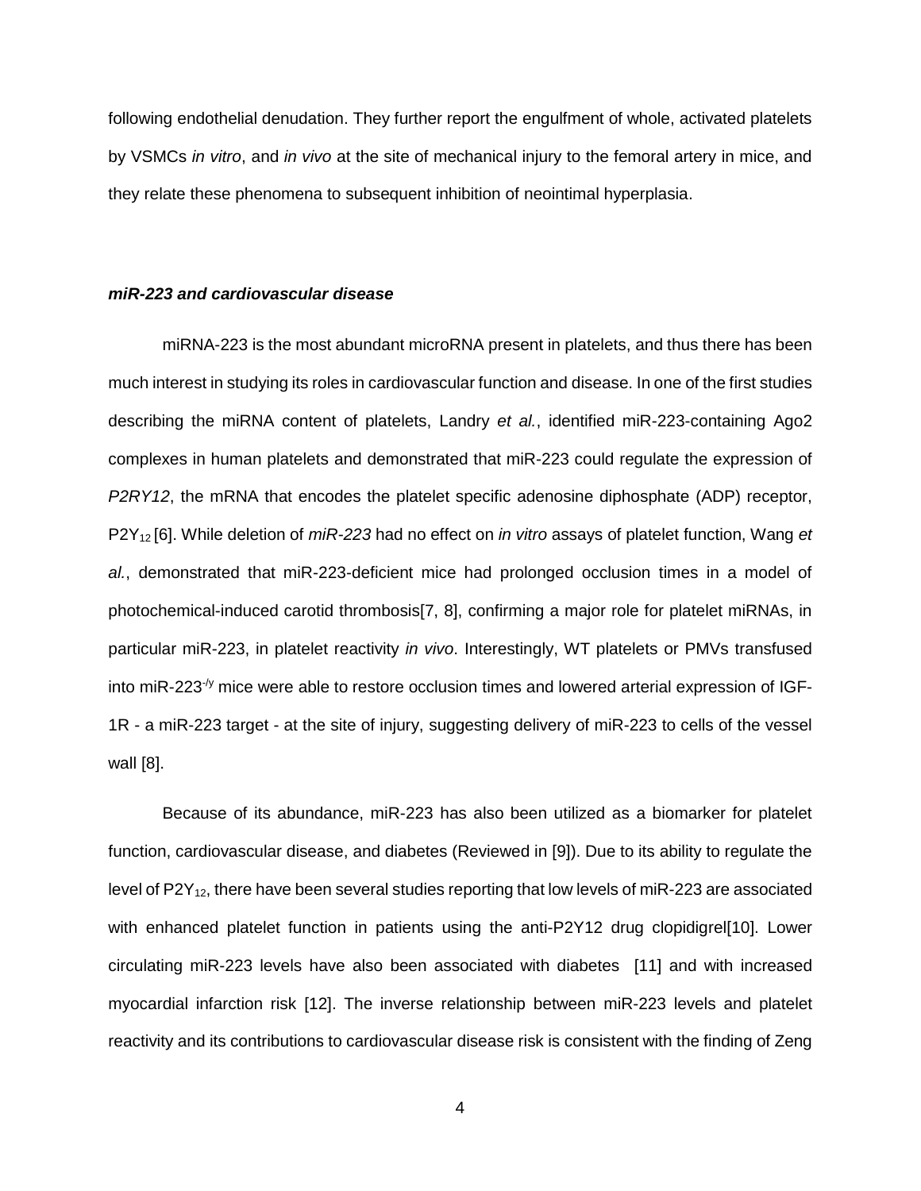following endothelial denudation. They further report the engulfment of whole, activated platelets by VSMCs *in vitro*, and *in vivo* at the site of mechanical injury to the femoral artery in mice, and they relate these phenomena to subsequent inhibition of neointimal hyperplasia.

### ***miR-223 and cardiovascular disease***

miRNA-223 is the most abundant microRNA present in platelets, and thus there has been much interest in studying its roles in cardiovascular function and disease. In one of the first studies describing the miRNA content of platelets, Landry *et al.*, identified miR-223-containing Ago2 complexes in human platelets and demonstrated that miR-223 could regulate the expression of *P2RY12*, the mRNA that encodes the platelet specific adenosine diphosphate (ADP) receptor, $P2Y_{12}$ [6]. While deletion of *miR-223* had no effect on *in vitro* assays of platelet function, Wang *et al.*, demonstrated that miR-223-deficient mice had prolonged occlusion times in a model of photochemical-induced carotid thrombosis[7, 8], confirming a major role for platelet miRNAs, in particular miR-223, in platelet reactivity *in vivo*. Interestingly, WT platelets or PMVs transfused into miR-223$^{-/y}$ mice were able to restore occlusion times and lowered arterial expression of IGF-1R - a miR-223 target - at the site of injury, suggesting delivery of miR-223 to cells of the vessel wall [8].

Because of its abundance, miR-223 has also been utilized as a biomarker for platelet function, cardiovascular disease, and diabetes (Reviewed in [9]). Due to its ability to regulate the level of $P2Y_{12}$, there have been several studies reporting that low levels of miR-223 are associated with enhanced platelet function in patients using the anti-P2Y12 drug clopidigrel[10]. Lower circulating miR-223 levels have also been associated with diabetes [11] and with increased myocardial infarction risk [12]. The inverse relationship between miR-223 levels and platelet reactivity and its contributions to cardiovascular disease risk is consistent with the finding of Zeng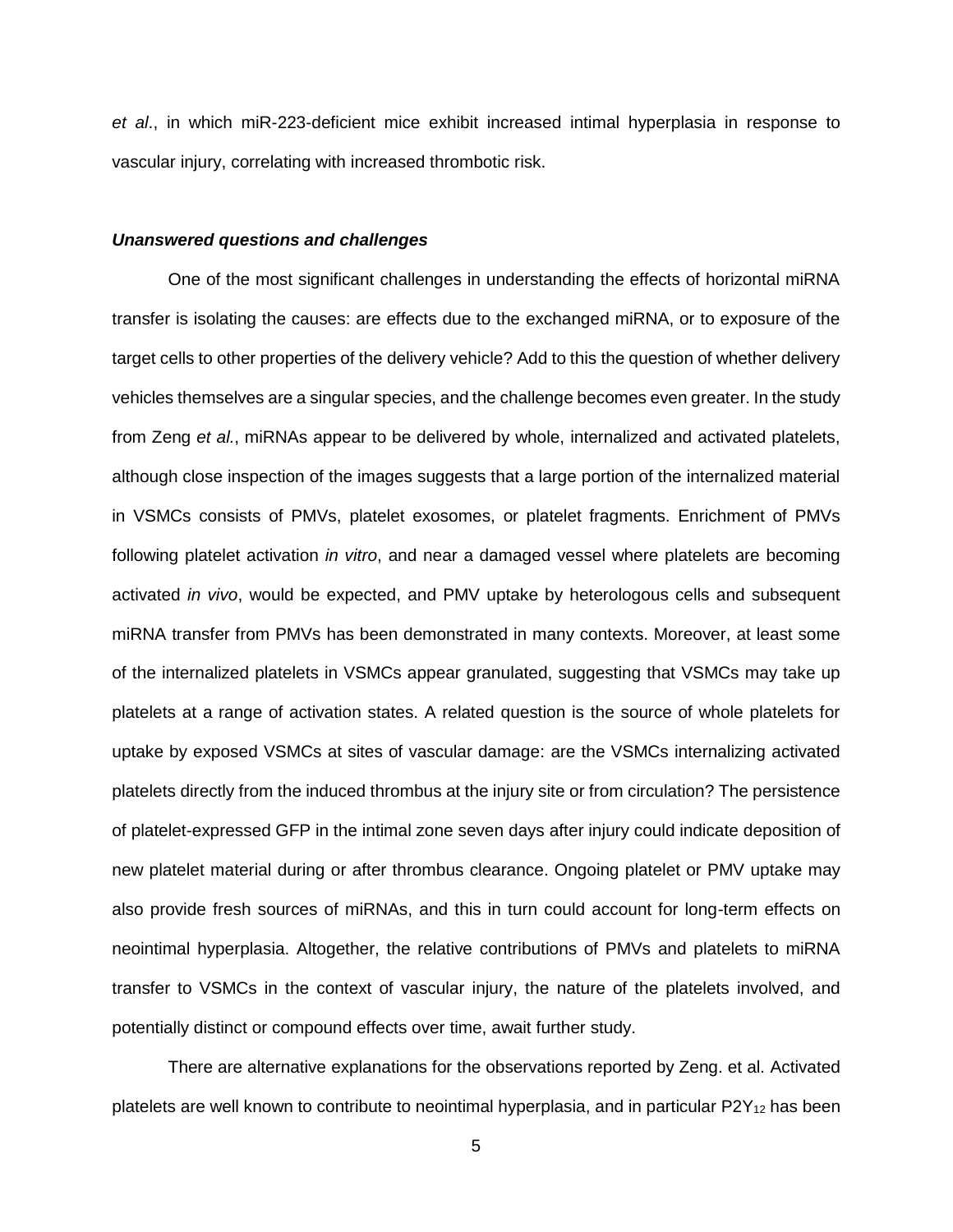*et al*., in which miR-223-deficient mice exhibit increased intimal hyperplasia in response to vascular injury, correlating with increased thrombotic risk.

### *Unanswered questions and challenges*

One of the most significant challenges in understanding the effects of horizontal miRNA transfer is isolating the causes: are effects due to the exchanged miRNA, or to exposure of the target cells to other properties of the delivery vehicle? Add to this the question of whether delivery vehicles themselves are a singular species, and the challenge becomes even greater. In the study from Zeng *et al.*, miRNAs appear to be delivered by whole, internalized and activated platelets, although close inspection of the images suggests that a large portion of the internalized material in VSMCs consists of PMVs, platelet exosomes, or platelet fragments. Enrichment of PMVs following platelet activation *in vitro*, and near a damaged vessel where platelets are becoming activated *in vivo*, would be expected, and PMV uptake by heterologous cells and subsequent miRNA transfer from PMVs has been demonstrated in many contexts. Moreover, at least some of the internalized platelets in VSMCs appear granulated, suggesting that VSMCs may take up platelets at a range of activation states. A related question is the source of whole platelets for uptake by exposed VSMCs at sites of vascular damage: are the VSMCs internalizing activated platelets directly from the induced thrombus at the injury site or from circulation? The persistence of platelet-expressed GFP in the intimal zone seven days after injury could indicate deposition of new platelet material during or after thrombus clearance. Ongoing platelet or PMV uptake may also provide fresh sources of miRNAs, and this in turn could account for long-term effects on neointimal hyperplasia. Altogether, the relative contributions of PMVs and platelets to miRNA transfer to VSMCs in the context of vascular injury, the nature of the platelets involved, and potentially distinct or compound effects over time, await further study.

There are alternative explanations for the observations reported by Zeng. et al. Activated platelets are well known to contribute to neointimal hyperplasia, and in particular $P2Y_{12}$ has been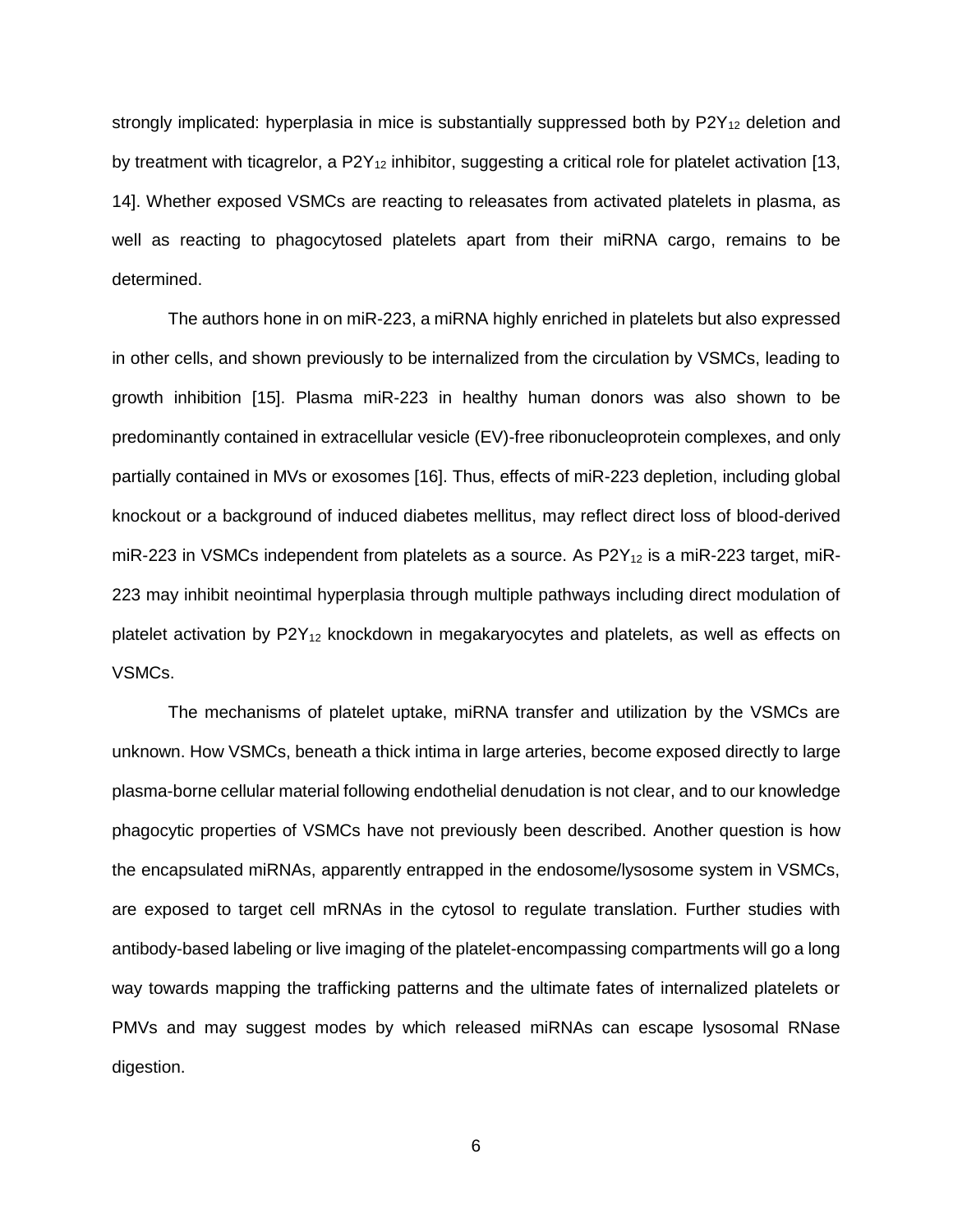strongly implicated: hyperplasia in mice is substantially suppressed both by $P2Y_{12}$ deletion and by treatment with ticagrelor, a $P2Y_{12}$ inhibitor, suggesting a critical role for platelet activation [13, 14]. Whether exposed VSMCs are reacting to releasates from activated platelets in plasma, as well as reacting to phagocytosed platelets apart from their miRNA cargo, remains to be determined.

The authors hone in on miR-223, a miRNA highly enriched in platelets but also expressed in other cells, and shown previously to be internalized from the circulation by VSMCs, leading to growth inhibition [15]. Plasma miR-223 in healthy human donors was also shown to be predominantly contained in extracellular vesicle (EV)-free ribonucleoprotein complexes, and only partially contained in MVs or exosomes [16]. Thus, effects of miR-223 depletion, including global knockout or a background of induced diabetes mellitus, may reflect direct loss of blood-derived miR-223 in VSMCs independent from platelets as a source. As $P2Y_{12}$ is a miR-223 target, miR-223 may inhibit neointimal hyperplasia through multiple pathways including direct modulation of platelet activation by $P2Y_{12}$ knockdown in megakaryocytes and platelets, as well as effects on VSMCs.

The mechanisms of platelet uptake, miRNA transfer and utilization by the VSMCs are unknown. How VSMCs, beneath a thick intima in large arteries, become exposed directly to large plasma-borne cellular material following endothelial denudation is not clear, and to our knowledge phagocytic properties of VSMCs have not previously been described. Another question is how the encapsulated miRNAs, apparently entrapped in the endosome/lysosome system in VSMCs, are exposed to target cell mRNAs in the cytosol to regulate translation. Further studies with antibody-based labeling or live imaging of the platelet-encompassing compartments will go a long way towards mapping the trafficking patterns and the ultimate fates of internalized platelets or PMVs and may suggest modes by which released miRNAs can escape lysosomal RNase digestion.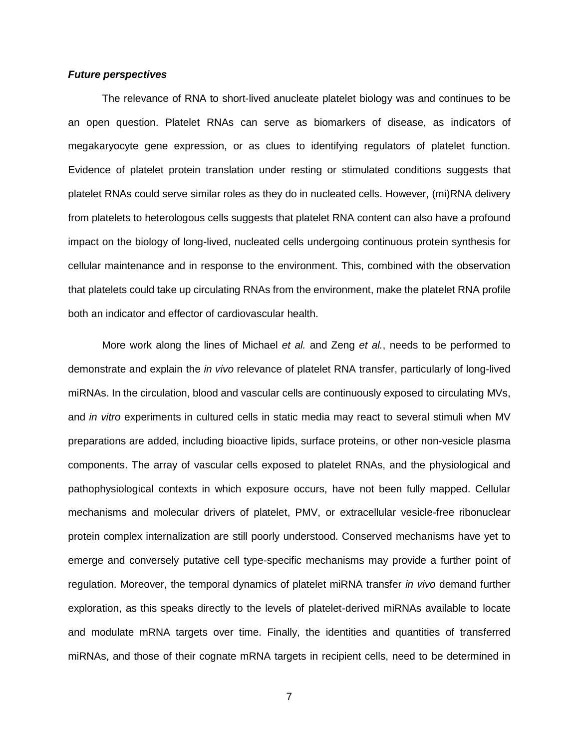### ***Future perspectives***

The relevance of RNA to short-lived anucleate platelet biology was and continues to be an open question. Platelet RNAs can serve as biomarkers of disease, as indicators of megakaryocyte gene expression, or as clues to identifying regulators of platelet function. Evidence of platelet protein translation under resting or stimulated conditions suggests that platelet RNAs could serve similar roles as they do in nucleated cells. However, (mi)RNA delivery from platelets to heterologous cells suggests that platelet RNA content can also have a profound impact on the biology of long-lived, nucleated cells undergoing continuous protein synthesis for cellular maintenance and in response to the environment. This, combined with the observation that platelets could take up circulating RNAs from the environment, make the platelet RNA profile both an indicator and effector of cardiovascular health.

More work along the lines of Michael *et al.* and Zeng *et al.*, needs to be performed to demonstrate and explain the *in vivo* relevance of platelet RNA transfer, particularly of long-lived miRNAs. In the circulation, blood and vascular cells are continuously exposed to circulating MVs, and *in vitro* experiments in cultured cells in static media may react to several stimuli when MV preparations are added, including bioactive lipids, surface proteins, or other non-vesicle plasma components. The array of vascular cells exposed to platelet RNAs, and the physiological and pathophysiological contexts in which exposure occurs, have not been fully mapped. Cellular mechanisms and molecular drivers of platelet, PMV, or extracellular vesicle-free ribonuclear protein complex internalization are still poorly understood. Conserved mechanisms have yet to emerge and conversely putative cell type-specific mechanisms may provide a further point of regulation. Moreover, the temporal dynamics of platelet miRNA transfer *in vivo* demand further exploration, as this speaks directly to the levels of platelet-derived miRNAs available to locate and modulate mRNA targets over time. Finally, the identities and quantities of transferred miRNAs, and those of their cognate mRNA targets in recipient cells, need to be determined in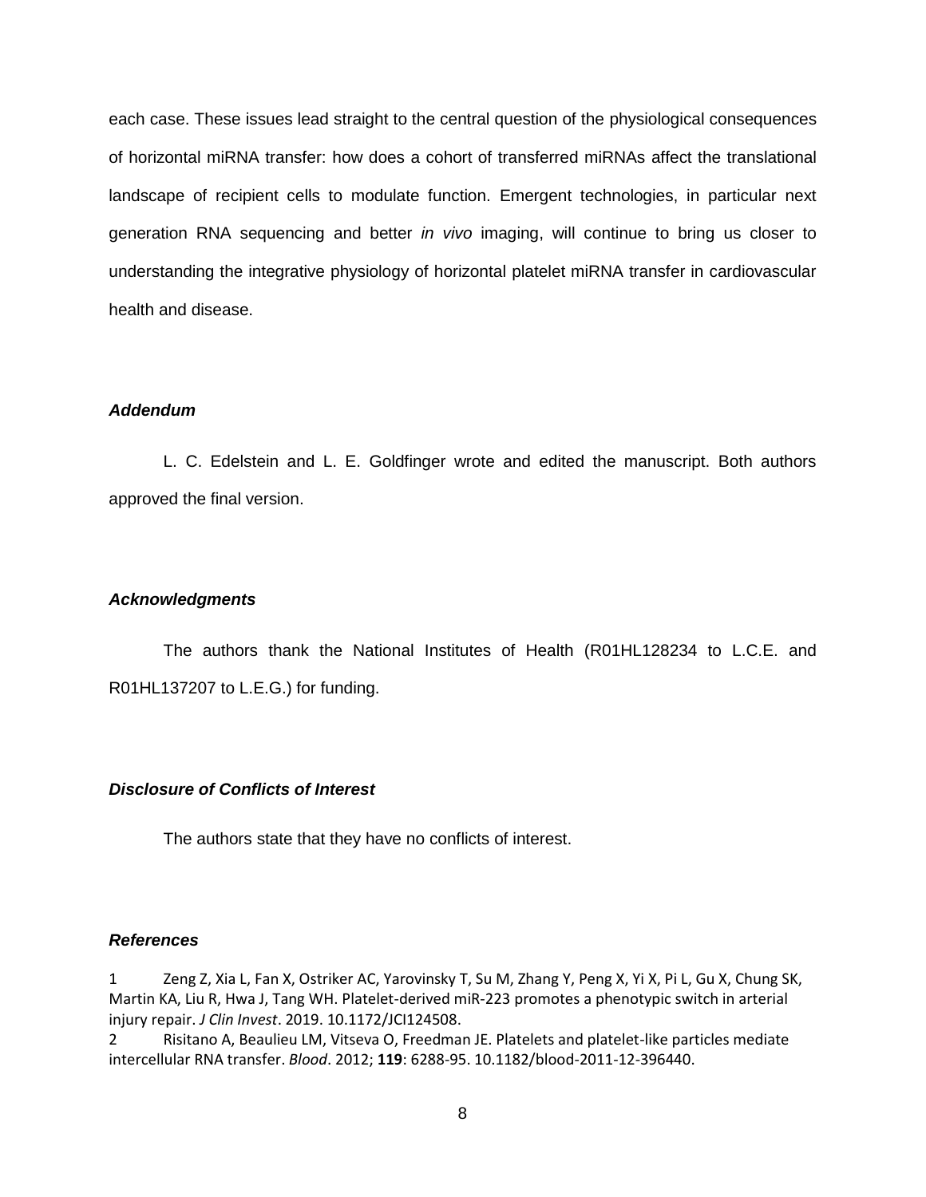each case. These issues lead straight to the central question of the physiological consequences of horizontal miRNA transfer: how does a cohort of transferred miRNAs affect the translational landscape of recipient cells to modulate function. Emergent technologies, in particular next generation RNA sequencing and better *in vivo* imaging, will continue to bring us closer to understanding the integrative physiology of horizontal platelet miRNA transfer in cardiovascular health and disease.

### ***Addendum***

L. C. Edelstein and L. E. Goldfinger wrote and edited the manuscript. Both authors approved the final version.

### ***Acknowledgments***

The authors thank the National Institutes of Health (R01HL128234 to L.C.E. and R01HL137207 to L.E.G.) for funding.

### ***Disclosure of Conflicts of Interest***

The authors state that they have no conflicts of interest.

### ***References***

1 Zeng Z, Xia L, Fan X, Ostriker AC, Yarovinsky T, Su M, Zhang Y, Peng X, Yi X, Pi L, Gu X, Chung SK, Martin KA, Liu R, Hwa J, Tang WH. Platelet-derived miR-223 promotes a phenotypic switch in arterial injury repair. *J Clin Invest*. 2019. 10.1172/JCI124508.

2 Risitano A, Beaulieu LM, Vitseva O, Freedman JE. Platelets and platelet-like particles mediate intercellular RNA transfer. *Blood*. 2012; **119**: 6288-95. 10.1182/blood-2011-12-396440.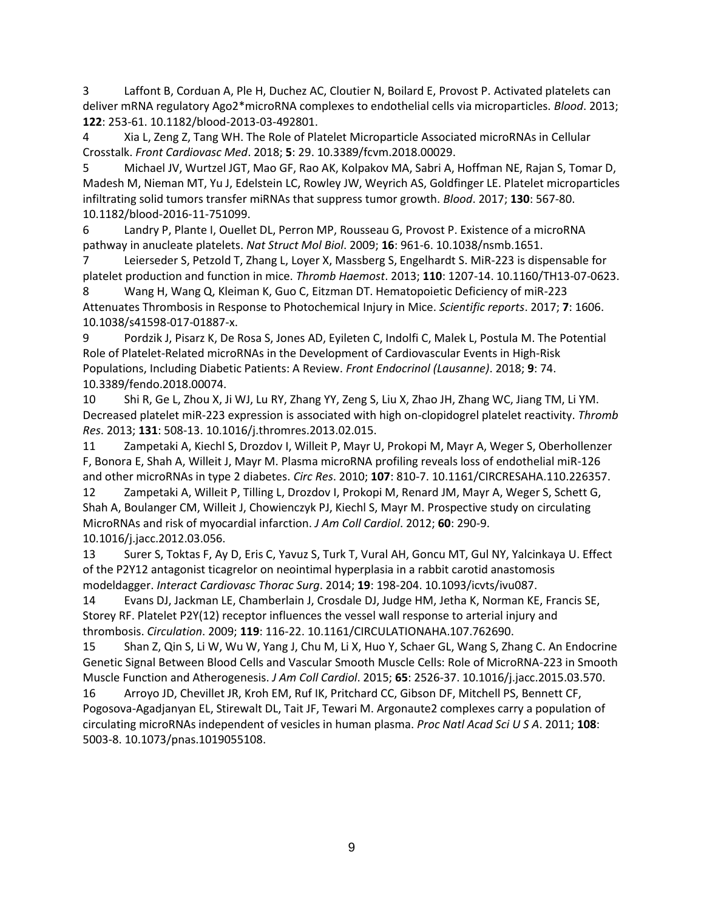3 Laffont B, Corduan A, Ple H, Duchez AC, Cloutier N, Boilard E, Provost P. Activated platelets can deliver mRNA regulatory Ago2*microRNA complexes to endothelial cells via microparticles. *Blood*. 2013; **122**: 253-61. 10.1182/blood-2013-03-492801.

4 Xia L, Zeng Z, Tang WH. The Role of Platelet Microparticle Associated microRNAs in Cellular Crosstalk. *Front Cardiovasc Med*. 2018; **5**: 29. 10.3389/fcvm.2018.00029.

5 Michael JV, Wurtzel JGT, Mao GF, Rao AK, Kolpakov MA, Sabri A, Hoffman NE, Rajan S, Tomar D, Madesh M, Nieman MT, Yu J, Edelstein LC, Rowley JW, Weyrich AS, Goldfinger LE. Platelet microparticles infiltrating solid tumors transfer miRNAs that suppress tumor growth. *Blood*. 2017; **130**: 567-80. 10.1182/blood-2016-11-751099.

6 Landry P, Plante I, Ouellet DL, Perron MP, Rousseau G, Provost P. Existence of a microRNA pathway in anucleate platelets. *Nat Struct Mol Biol*. 2009; **16**: 961-6. 10.1038/nsmb.1651.

7 Leierseder S, Petzold T, Zhang L, Loyer X, Massberg S, Engelhardt S. MiR-223 is dispensable for platelet production and function in mice. *Thromb Haemost*. 2013; **110**: 1207-14. 10.1160/TH13-07-0623.

8 Wang H, Wang Q, Kleiman K, Guo C, Eitzman DT. Hematopoietic Deficiency of miR-223 Attenuates Thrombosis in Response to Photochemical Injury in Mice. *Scientific reports*. 2017; **7**: 1606. 10.1038/s41598-017-01887-x.

9 Pordzik J, Pisarz K, De Rosa S, Jones AD, Eyileten C, Indolfi C, Malek L, Postula M. The Potential Role of Platelet-Related microRNAs in the Development of Cardiovascular Events in High-Risk Populations, Including Diabetic Patients: A Review. *Front Endocrinol (Lausanne)*. 2018; **9**: 74. 10.3389/fendo.2018.00074.

10 Shi R, Ge L, Zhou X, Ji WJ, Lu RY, Zhang YY, Zeng S, Liu X, Zhao JH, Zhang WC, Jiang TM, Li YM. Decreased platelet miR-223 expression is associated with high on-clopidogrel platelet reactivity. *Thromb Res*. 2013; **131**: 508-13. 10.1016/j.thromres.2013.02.015.

11 Zampetaki A, Kiechl S, Drozdov I, Willeit P, Mayr U, Prokopi M, Mayr A, Weger S, Oberhollenzer F, Bonora E, Shah A, Willeit J, Mayr M. Plasma microRNA profiling reveals loss of endothelial miR-126 and other microRNAs in type 2 diabetes. *Circ Res*. 2010; **107**: 810-7. 10.1161/CIRCRESAHA.110.226357.

12 Zampetaki A, Willeit P, Tilling L, Drozdov I, Prokopi M, Renard JM, Mayr A, Weger S, Schett G, Shah A, Boulanger CM, Willeit J, Chowienczyk PJ, Kiechl S, Mayr M. Prospective study on circulating MicroRNAs and risk of myocardial infarction. *J Am Coll Cardiol*. 2012; **60**: 290-9. 10.1016/j.jacc.2012.03.056.

13 Surer S, Toktas F, Ay D, Eris C, Yavuz S, Turk T, Vural AH, Goncu MT, Gul NY, Yalcinkaya U. Effect of the P2Y12 antagonist ticagrelor on neointimal hyperplasia in a rabbit carotid anastomosis modeldagger. *Interact Cardiovasc Thorac Surg*. 2014; **19**: 198-204. 10.1093/icvts/ivu087.

14 Evans DJ, Jackman LE, Chamberlain J, Crosdale DJ, Judge HM, Jetha K, Norman KE, Francis SE, Storey RF. Platelet P2Y(12) receptor influences the vessel wall response to arterial injury and thrombosis. *Circulation*. 2009; **119**: 116-22. 10.1161/CIRCULATIONAHA.107.762690.

15 Shan Z, Qin S, Li W, Wu W, Yang J, Chu M, Li X, Huo Y, Schaer GL, Wang S, Zhang C. An Endocrine Genetic Signal Between Blood Cells and Vascular Smooth Muscle Cells: Role of MicroRNA-223 in Smooth Muscle Function and Atherogenesis. *J Am Coll Cardiol*. 2015; **65**: 2526-37. 10.1016/j.jacc.2015.03.570.

16 Arroyo JD, Chevillet JR, Kroh EM, Ruf IK, Pritchard CC, Gibson DF, Mitchell PS, Bennett CF, Pogosova-Agadjanyan EL, Stirewalt DL, Tait JF, Tewari M. Argonaute2 complexes carry a population of circulating microRNAs independent of vesicles in human plasma. *Proc Natl Acad Sci U S A*. 2011; **108**: 5003-8. 10.1073/pnas.1019055108.